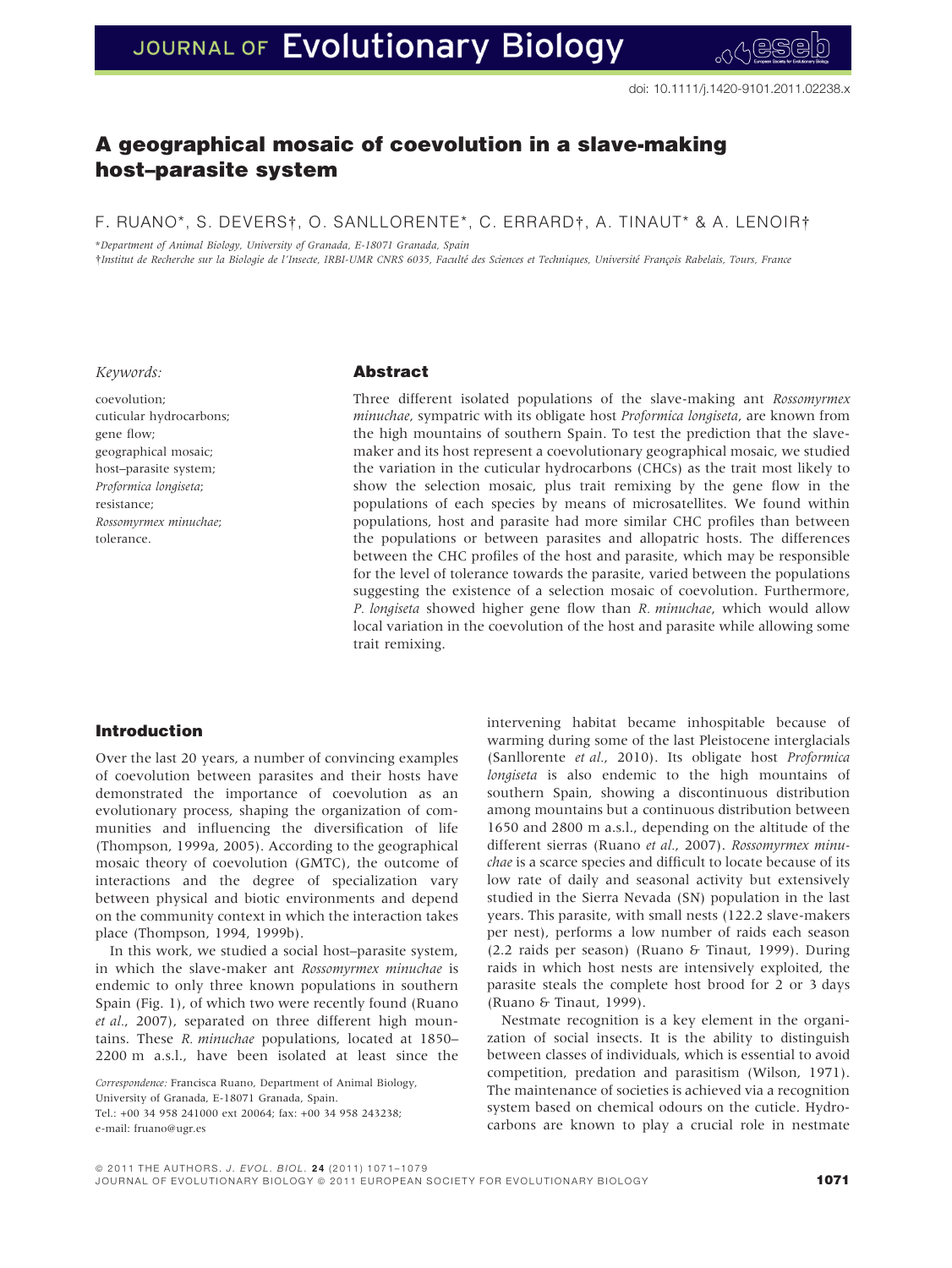doi: 10.1111/j.1420-9101.2011.02238.x

# A geographical mosaic of coevolution in a slave-making host–parasite system

F. RUANO*, S. DEVERS†, O. SANLLORENTE*, C. ERRARD†, A. TINAUT* & A. LENOIR†

*Department of Animal Biology, University of Granada, E-18071 Granada, Spain

†Institut de Recherche sur la Biologie de l'Insecte, IRBI-UMR CNRS 6035, Faculté des Sciences et Techniques, Université François Rabelais, Tours, France

*Keywords:*

coevolution;
cuticular hydrocarbons;
gene flow;
geographical mosaic;
host–parasite system;
*Proformica longiseta*;
resistance;
*Rossomyrmex minuchae*;
tolerance.

## Abstract

Three different isolated populations of the slave-making ant *Rossomyrmex minuchae*, sympatric with its obligate host *Proformica longiseta*, are known from the high mountains of southern Spain. To test the prediction that the slave-maker and its host represent a coevolutionary geographical mosaic, we studied the variation in the cuticular hydrocarbons (CHCs) as the trait most likely to show the selection mosaic, plus trait remixing by the gene flow in the populations of each species by means of microsatellites. We found within populations, host and parasite had more similar CHC profiles than between the populations or between parasites and allopatric hosts. The differences between the CHC profiles of the host and parasite, which may be responsible for the level of tolerance towards the parasite, varied between the populations suggesting the existence of a selection mosaic of coevolution. Furthermore, *P. longiseta* showed higher gene flow than *R. minuchae*, which would allow local variation in the coevolution of the host and parasite while allowing some trait remixing.

## Introduction

Over the last 20 years, a number of convincing examples of coevolution between parasites and their hosts have demonstrated the importance of coevolution as an evolutionary process, shaping the organization of communities and influencing the diversification of life (Thompson, 1999a, 2005). According to the geographical mosaic theory of coevolution (GMTC), the outcome of interactions and the degree of specialization vary between physical and biotic environments and depend on the community context in which the interaction takes place (Thompson, 1994, 1999b).

In this work, we studied a social host–parasite system, in which the slave-maker ant *Rossomyrmex minuchae* is endemic to only three known populations in southern Spain (Fig. 1), of which two were recently found (Ruano *et al.*, 2007), separated on three different high mountains. These *R. minuchae* populations, located at 1850–2200 m a.s.l., have been isolated at least since the intervening habitat became inhospitable because of warming during some of the last Pleistocene interglacials (Sanllorente *et al.*, 2010). Its obligate host *Proformica longiseta* is also endemic to the high mountains of southern Spain, showing a discontinuous distribution among mountains but a continuous distribution between 1650 and 2800 m a.s.l., depending on the altitude of the different sierras (Ruano *et al.*, 2007). *Rossomyrmex minuchae* is a scarce species and difficult to locate because of its low rate of daily and seasonal activity but extensively studied in the Sierra Nevada (SN) population in the last years. This parasite, with small nests (122.2 slave-makers per nest), performs a low number of raids each season (2.2 raids per season) (Ruano & Tinaut, 1999). During raids in which host nests are intensively exploited, the parasite steals the complete host brood for 2 or 3 days (Ruano & Tinaut, 1999).

Nestmate recognition is a key element in the organization of social insects. It is the ability to distinguish between classes of individuals, which is essential to avoid competition, predation and parasitism (Wilson, 1971). The maintenance of societies is achieved via a recognition system based on chemical odours on the cuticle. Hydrocarbons are known to play a crucial role in nestmate

*Correspondence:* Francisca Ruano, Department of Animal Biology, University of Granada, E-18071 Granada, Spain.
Tel.: +00 34 958 241000 ext 20064; fax: +00 34 958 243238;
e-mail: fruano@ugr.es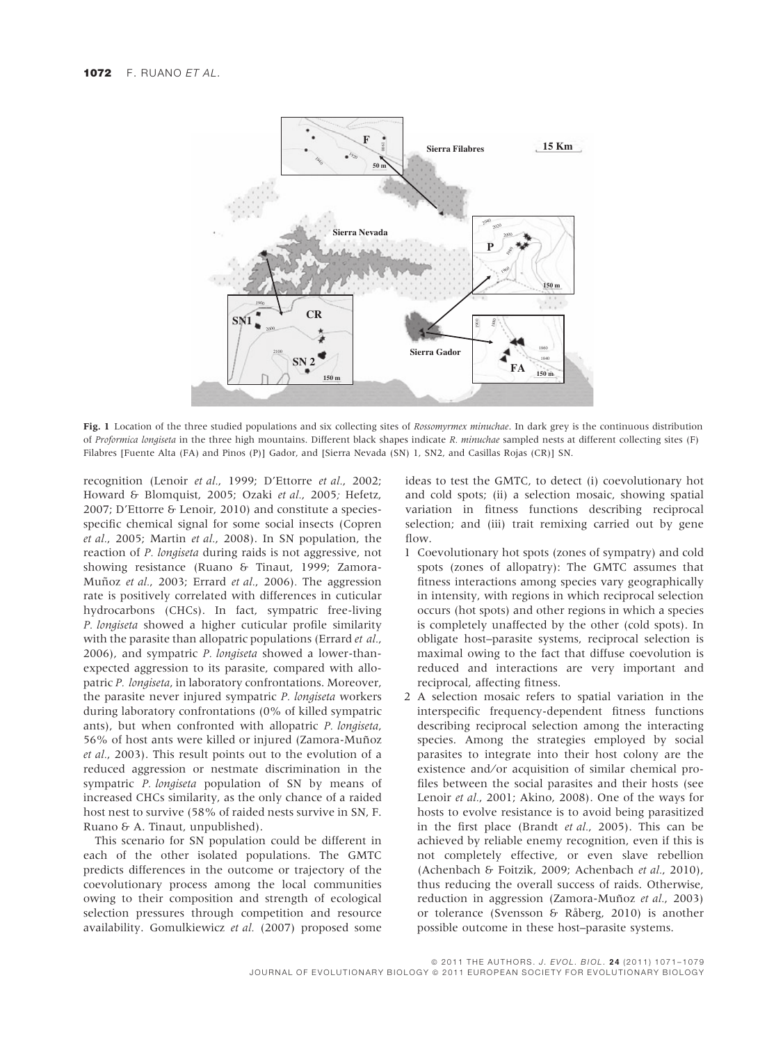**Fig. 1** Location of the three studied populations and six collecting sites of *Rossomyrmex minuchae*. In dark grey is the continuous distribution of *Proformica longiseta* in the three high mountains. Different black shapes indicate *R. minuchae* sampled nests at different collecting sites (F) Filabres [Fuente Alta (FA) and Pinos (P)] Gador, and [Sierra Nevada (SN) 1, SN2, and Casillas Rojas (CR)] SN.

recognition (Lenoir *et al.*, 1999; D'Ettorre *et al.*, 2002; Howard & Blomquist, 2005; Ozaki *et al.*, 2005; Hefetz, 2007; D'Ettorre & Lenoir, 2010) and constitute a species-specific chemical signal for some social insects (Copren *et al.*, 2005; Martin *et al.*, 2008). In SN population, the reaction of *P. longiseta* during raids is not aggressive, not showing resistance (Ruano & Tinaut, 1999; Zamora-Muñoz *et al.*, 2003; Errard *et al.*, 2006). The aggression rate is positively correlated with differences in cuticular hydrocarbons (CHCs). In fact, sympatric free-living *P. longiseta* showed a higher cuticular profile similarity with the parasite than allopatric populations (Errard *et al.*, 2006), and sympatric *P. longiseta* showed a lower-than-expected aggression to its parasite, compared with allopatric *P. longiseta*, in laboratory confrontations. Moreover, the parasite never injured sympatric *P. longiseta* workers during laboratory confrontations (0% of killed sympatric ants), but when confronted with allopatric *P. longiseta*, 56% of host ants were killed or injured (Zamora-Muñoz *et al.*, 2003). This result points out to the evolution of a reduced aggression or nestmate discrimination in the sympatric *P. longiseta* population of SN by means of increased CHCs similarity, as the only chance of a raided host nest to survive (58% of raided nests survive in SN, F. Ruano & A. Tinaut, unpublished).

This scenario for SN population could be different in each of the other isolated populations. The GMTC predicts differences in the outcome or trajectory of the coevolutionary process among the local communities owing to their composition and strength of ecological selection pressures through competition and resource availability. Gomulkiewicz *et al.* (2007) proposed some ideas to test the GMTC, to detect (i) coevolutionary hot and cold spots; (ii) a selection mosaic, showing spatial variation in fitness functions describing reciprocal selection; and (iii) trait remixing carried out by gene flow.

1. Coevolutionary hot spots (zones of sympatry) and cold spots (zones of allopatry): The GMTC assumes that fitness interactions among species vary geographically in intensity, with regions in which reciprocal selection occurs (hot spots) and other regions in which a species is completely unaffected by the other (cold spots). In obligate host–parasite systems, reciprocal selection is maximal owing to the fact that diffuse coevolution is reduced and interactions are very important and reciprocal, affecting fitness.
2. A selection mosaic refers to spatial variation in the interspecific frequency-dependent fitness functions describing reciprocal selection among the interacting species. Among the strategies employed by social parasites to integrate into their host colony are the existence and/or acquisition of similar chemical profiles between the social parasites and their hosts (see Lenoir *et al.*, 2001; Akino, 2008). One of the ways for hosts to evolve resistance is to avoid being parasitized in the first place (Brandt *et al.*, 2005). This can be achieved by reliable enemy recognition, even if this is not completely effective, or even slave rebellion (Achenbach & Foitzik, 2009; Achenbach *et al.*, 2010), thus reducing the overall success of raids. Otherwise, reduction in aggression (Zamora-Muñoz *et al.*, 2003) or tolerance (Svensson & Råberg, 2010) is another possible outcome in these host–parasite systems.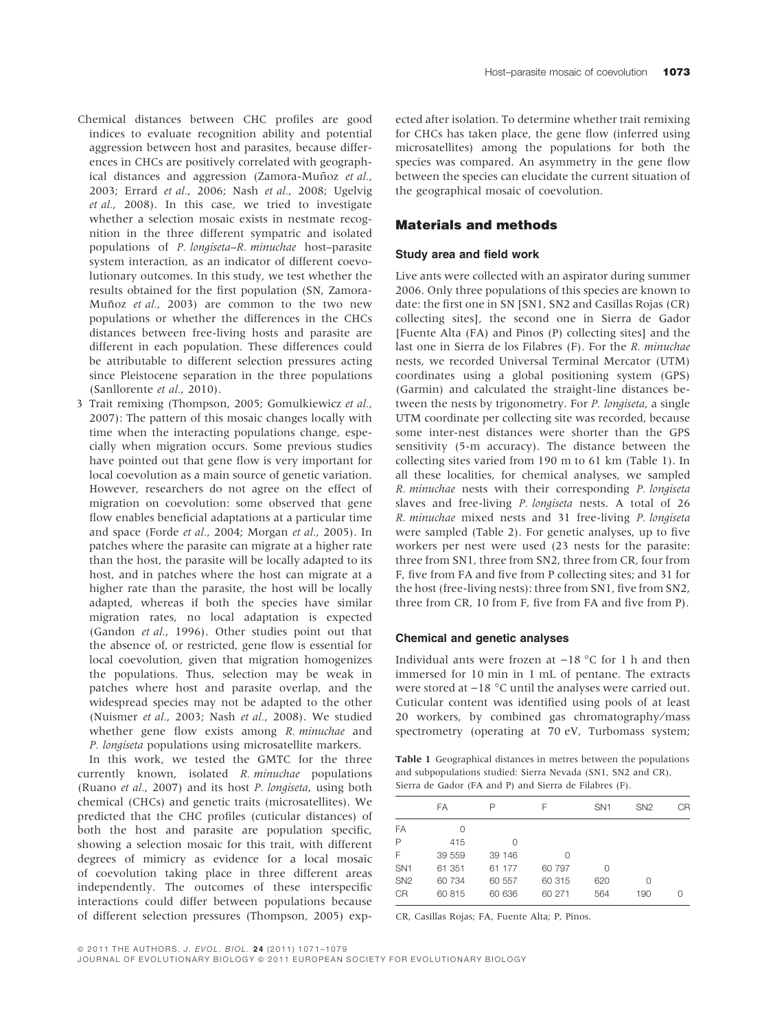Chemical distances between CHC profiles are good indices to evaluate recognition ability and potential aggression between host and parasites, because differences in CHCs are positively correlated with geographical distances and aggression (Zamora-Muñoz *et al.*, 2003; Errard *et al.*, 2006; Nash *et al.*, 2008; Ugelvig *et al.*, 2008). In this case, we tried to investigate whether a selection mosaic exists in nestmate recognition in the three different sympatric and isolated populations of *P. longiseta*–*R. minuchae* host–parasite system interaction, as an indicator of different coevolutionary outcomes. In this study, we test whether the results obtained for the first population (SN, Zamora-Muñoz *et al.*, 2003) are common to the two new populations or whether the differences in the CHCs distances between free-living hosts and parasite are different in each population. These differences could be attributable to different selection pressures acting since Pleistocene separation in the three populations (Sanllorente *et al.*, 2010).

3 Trait remixing (Thompson, 2005; Gomulkiewicz *et al.*, 2007): The pattern of this mosaic changes locally with time when the interacting populations change, especially when migration occurs. Some previous studies have pointed out that gene flow is very important for local coevolution as a main source of genetic variation. However, researchers do not agree on the effect of migration on coevolution: some observed that gene flow enables beneficial adaptations at a particular time and space (Forde *et al.*, 2004; Morgan *et al.*, 2005). In patches where the parasite can migrate at a higher rate than the host, the parasite will be locally adapted to its host, and in patches where the host can migrate at a higher rate than the parasite, the host will be locally adapted, whereas if both the species have similar migration rates, no local adaptation is expected (Gandon *et al.*, 1996). Other studies point out that the absence of, or restricted, gene flow is essential for local coevolution, given that migration homogenizes the populations. Thus, selection may be weak in patches where host and parasite overlap, and the widespread species may not be adapted to the other (Nuismer *et al.*, 2003; Nash *et al.*, 2008). We studied whether gene flow exists among *R. minuchae* and *P. longiseta* populations using microsatellite markers.

In this work, we tested the GMTC for the three currently known, isolated *R. minuchae* populations (Ruano *et al.*, 2007) and its host *P. longiseta*, using both chemical (CHCs) and genetic traits (microsatellites). We predicted that the CHC profiles (cuticular distances) of both the host and parasite are population specific, showing a selection mosaic for this trait, with different degrees of mimicry as evidence for a local mosaic of coevolution taking place in three different areas independently. The outcomes of these interspecific interactions could differ between populations because of different selection pressures (Thompson, 2005) expected after isolation. To determine whether trait remixing for CHCs has taken place, the gene flow (inferred using microsatellites) among the populations for both the species was compared. An asymmetry in the gene flow between the species can elucidate the current situation of the geographical mosaic of coevolution.

## Materials and methods

### Study area and field work

Live ants were collected with an aspirator during summer 2006. Only three populations of this species are known to date: the first one in SN [SN1, SN2 and Casillas Rojas (CR) collecting sites], the second one in Sierra de Gador [Fuente Alta (FA) and Pinos (P) collecting sites] and the last one in Sierra de los Filabres (F). For the *R. minuchae* nests, we recorded Universal Terminal Mercator (UTM) coordinates using a global positioning system (GPS) (Garmin) and calculated the straight-line distances between the nests by trigonometry. For *P. longiseta*, a single UTM coordinate per collecting site was recorded, because some inter-nest distances were shorter than the GPS sensitivity (5-m accuracy). The distance between the collecting sites varied from 190 m to 61 km (Table 1). In all these localities, for chemical analyses, we sampled *R. minuchae* nests with their corresponding *P. longiseta* slaves and free-living *P. longiseta* nests. A total of 26 *R. minuchae* mixed nests and 31 free-living *P. longiseta* were sampled (Table 2). For genetic analyses, up to five workers per nest were used (23 nests for the parasite: three from SN1, three from SN2, three from CR, four from F, five from FA and five from P collecting sites; and 31 for the host (free-living nests): three from SN1, five from SN2, three from CR, 10 from F, five from FA and five from P).

### Chemical and genetic analyses

Individual ants were frozen at −18 °C for 1 h and then immersed for 10 min in 1 mL of pentane. The extracts were stored at −18 °C until the analyses were carried out. Cuticular content was identified using pools of at least 20 workers, by combined gas chromatography/mass spectrometry (operating at 70 eV, Turbomass system;

**Table 1** Geographical distances in metres between the populations and subpopulations studied: Sierra Nevada (SN1, SN2 and CR), Sierra de Gador (FA and P) and Sierra de Filabres (F).

| | FA | P | F | SN1 | SN2 | CR |
|---|---|---|---|---|---|---|
| FA | 0 | | | | | |
| P | 415 | 0 | | | | |
| F | 39 559 | 39 146 | 0 | | | |
| SN1 | 61 351 | 61 177 | 60 797 | 0 | | |
| SN2 | 60 734 | 60 557 | 60 315 | 620 | 0 | |
| CR | 60 815 | 60 636 | 60 271 | 564 | 190 | 0 |

CR, Casillas Rojas; FA, Fuente Alta; P, Pinos.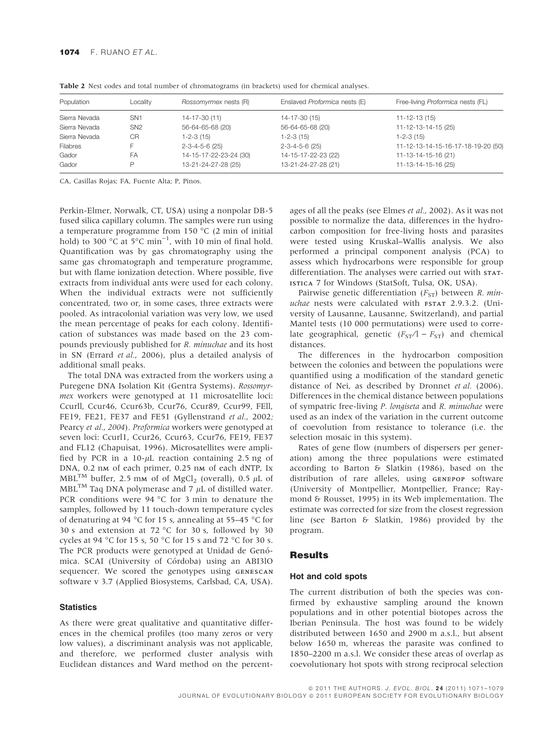**Table 2** Nest codes and total number of chromatograms (in brackets) used for chemical analyses.

| Population | Locality | *Rossomyrmex* nests (R) | Enslaved *Proformica* nests (E) | Free-living *Proformica* nests (FL) |
|---|---|---|---|---|
| Sierra Nevada | SN1 | 14-17-30 (11) | 14-17-30 (15) | 11-12-13 (15) |
| Sierra Nevada | SN2 | 56-64-65-68 (20) | 56-64-65-68 (20) | 11-12-13-14-15 (25) |
| Sierra Nevada | CR | 1-2-3 (15) | 1-2-3 (15) | 1-2-3 (15) |
| Filabres | F | 2-3-4-5-6 (25) | 2-3-4-5-6 (25) | 11-12-13-14-15-16-17-18-19-20 (50) |
| Gador | FA | 14-15-17-22-23-24 (30) | 14-15-17-22-23 (22) | 11-13-14-15-16 (21) |
| Gador | P | 13-21-24-27-28 (25) | 13-21-24-27-28 (21) | 11-13-14-15-16 (25) |

CA, Casillas Rojas; FA, Fuente Alta; P, Pinos.

Perkin-Elmer, Norwalk, CT, USA) using a nonpolar DB-5 fused silica capillary column. The samples were run using a temperature programme from 150 °C (2 min of initial hold) to 300 °C at 5°C $min^{-1}$, with 10 min of final hold. Quantification was by gas chromatography using the same gas chromatograph and temperature programme, but with flame ionization detection. Where possible, five extracts from individual ants were used for each colony. When the individual extracts were not sufficiently concentrated, two or, in some cases, three extracts were pooled. As intracolonial variation was very low, we used the mean percentage of peaks for each colony. Identification of substances was made based on the 23 compounds previously published for *R. minuchae* and its host in SN (Errard *et al.*, 2006), plus a detailed analysis of additional small peaks.

The total DNA was extracted from the workers using a Puregene DNA Isolation Kit (Gentra Systems). *Rossomyrmex* workers were genotyped at 11 microsatellite loci: Ccurll, Ccur46, Ccur63b, Ccur76, Ccur89, Ccur99, FEll, FE19, FE21, FE37 and FE51 (Gyllenstrand *et al.*, 2002; Pearcy *et al.*, 2004). *Proformica* workers were genotyped at seven loci: Ccurl1, Ccur26, Ccur63, Ccur76, FE19, FE37 and FL12 (Chapuisat, 1996). Microsatellites were amplified by PCR in a 10-$\mu$L reaction containing 2.5 ng of DNA, 0.2 nM of each primer, 0.25 nM of each dNTP, Ix MBL™ buffer, 2.5 mM of of $MgCl_2$ (overall), 0.5 $\mu$L of MBL™ Taq DNA polymerase and 7 $\mu$L of distilled water. PCR conditions were 94 °C for 3 min to denature the samples, followed by 11 touch-down temperature cycles of denaturing at 94 °C for 15 s, annealing at 55–45 °C for 30 s and extension at 72 °C for 30 s, followed by 30 cycles at 94 °C for 15 s, 50 °C for 15 s and 72 °C for 30 s. The PCR products were genotyped at Unidad de Genómica. SCAI (University of Córdoba) using an ABI3lO sequencer. We scored the genotypes using GENESCAN software v 3.7 (Applied Biosystems, Carlsbad, CA, USA).

### Statistics

As there were great qualitative and quantitative differences in the chemical profiles (too many zeros or very low values), a discriminant analysis was not applicable, and therefore, we performed cluster analysis with Euclidean distances and Ward method on the percentages of all the peaks (see Elmes *et al.*, 2002). As it was not possible to normalize the data, differences in the hydrocarbon composition for free-living hosts and parasites were tested using Kruskal–Wallis analysis. We also performed a principal component analysis (PCA) to assess which hydrocarbons were responsible for group differentiation. The analyses were carried out with STATISTICA 7 for Windows (StatSoft, Tulsa, OK, USA).

Pairwise genetic differentiation ($F_{ST}$) between *R. minuchae* nests were calculated with FSTAT 2.9.3.2. (University of Lausanne, Lausanne, Switzerland), and partial Mantel tests (10 000 permutations) were used to correlate geographical, genetic ($F_{ST}$/l – $F_{ST}$) and chemical distances.

The differences in the hydrocarbon composition between the colonies and between the populations were quantified using a modification of the standard genetic distance of Nei, as described by Dronnet *et al.* (2006). Differences in the chemical distance between populations of sympatric free-living *P. longiseta* and *R. minuchae* were used as an index of the variation in the current outcome of coevolution from resistance to tolerance (i.e. the selection mosaic in this system).

Rates of gene flow (numbers of dispersers per generation) among the three populations were estimated according to Barton & Slatkin (1986), based on the distribution of rare alleles, using GENEPOP software (University of Montpellier, Montpellier, France; Raymond & Rousset, 1995) in its Web implementation. The estimate was corrected for size from the closest regression line (see Barton & Slatkin, 1986) provided by the program.

## Results

### Hot and cold spots

The current distribution of both the species was confirmed by exhaustive sampling around the known populations and in other potential biotopes across the Iberian Peninsula. The host was found to be widely distributed between 1650 and 2900 m a.s.l., but absent below 1650 m, whereas the parasite was confined to 1850–2200 m a.s.l. We consider these areas of overlap as coevolutionary hot spots with strong reciprocal selection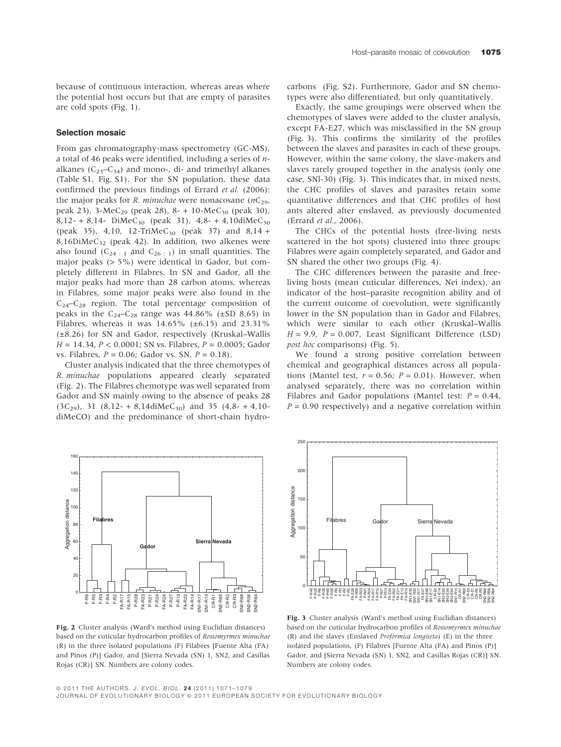because of continuous interaction, whereas areas where the potential host occurs but that are empty of parasites are cold spots (Fig. 1).

### Selection mosaic

From gas chromatography-mass spectrometry (GC-MS), a total of 46 peaks were identified, including a series of *n*-alkanes ($C_{23}$–$C_{34}$) and mono-, di- and trimethyl alkanes (Table S1, Fig. S1). For the SN population, these data confirmed the previous findings of Errard *et al.* (2006): the major peaks for *R. minuchae* were nonacosane ($nC_{29}$, peak 23), 3-$MeC_{29}$ (peak 28), 8- + 10-$MeC_{30}$ (peak 30), 8,12- + 8,14- $DiMeC_{30}$ (peak 31), 4,8- + 4,10diMe$C_{30}$ (peak 35), 4,10, 12-TriMe$C_{30}$ (peak 37) and 8,14 + 8,16DiMe$C_{32}$ (peak 42). In addition, two alkenes were also found ($C_{24:1}$ and $C_{26:1}$) in small quantities. The major peaks (> 5%) were identical in Gador, but completely different in Filabres. In SN and Gador, all the major peaks had more than 28 carbon atoms, whereas in Filabres, some major peaks were also found in the $C_{24}$–$C_{28}$ region. The total percentage composition of peaks in the $C_{24}$–$C_{28}$ range was 44.86% (±SD 8.65) in Filabres, whereas it was 14.65% (±6.15) and 23.31% (±8.26) for SN and Gador, respectively (Kruskal–Wallis $H = 14.34$, $P < 0.0001$; SN vs. Filabres, $P = 0.0005$; Gador vs. Filabres, $P = 0.06$; Gador vs. SN, $P = 0.18$).

Cluster analysis indicated that the three chemotypes of *R. minuchae* populations appeared clearly separated (Fig. 2). The Filabres chemotype was well separated from Gador and SN mainly owing to the absence of peaks 28 ($3C_{29}$), 31 (8,12- + 8,14diMe$C_{30}$) and 35 (4,8- + 4,10-diMeCO) and the predominance of short-chain hydrocarbons (Fig. S2). Furthermore, Gador and SN chemotypes were also differentiated, but only quantitatively.

Exactly, the same groupings were observed when the chemotypes of slaves were added to the cluster analysis, except FA-E27, which was misclassified in the SN group (Fig. 3). This confirms the similarity of the profiles between the slaves and parasites in each of these groups. However, within the same colony, the slave-makers and slaves rarely grouped together in the analysis (only one case, SNl-30) (Fig. 3). This indicates that, in mixed nests, the CHC profiles of slaves and parasites retain some quantitative differences and that CHC profiles of host ants altered after enslaved, as previously documented (Errard *et al.*, 2006).

The CHCs of the potential hosts (free-living nests scattered in the hot spots) clustered into three groups: Filabres were again completely separated, and Gador and SN shared the other two groups (Fig. 4).

The CHC differences between the parasite and free-living hosts (mean cuticular differences, Nei index), an indicator of the host–parasite recognition ability and of the current outcome of coevolution, were significantly lower in the SN population than in Gador and Filabres, which were similar to each other (Kruskal–Wallis $H = 9.9$, $P = 0.007$, Least Significant Difference (LSD) *post hoc* comparisons) (Fig. 5).

We found a strong positive correlation between chemical and geographical distances across all populations (Mantel test, $r = 0.56$; $P = 0.01$). However, when analysed separately, there was no correlation within Filabres and Gador populations (Mantel test: $P = 0.44$, $P = 0.90$ respectively) and a negative correlation within

**Fig. 2** Cluster analysis (Ward's method using Euclidian distances) based on the cuticular hydrocarbon profiles of *Rossomyrmex minuchae* (R) in the three isolated populations, (F) Filabres [Fuente Alta (FA) and Pinos (P)] Gador, and [Sierra Nevada (SN) 1, SN2, and Casillas Rojas (CR)] SN. Numbers are colony codes.

**Fig. 3** Cluster analysis (Ward's method using Euclidian distances) based on the cuticular hydrocarbon profiles of *Rossomyrmex minuchae* (R) and the slaves (Enslaved *Proformica longiseta*) (E) in the three isolated populations, (F) Filabres [Fuente Alta (FA) and Pinos (P)] Gador, and [Sierra Nevada (SN) 1, SN2, and Casillas Rojas (CR)] SN. Numbers are colony codes.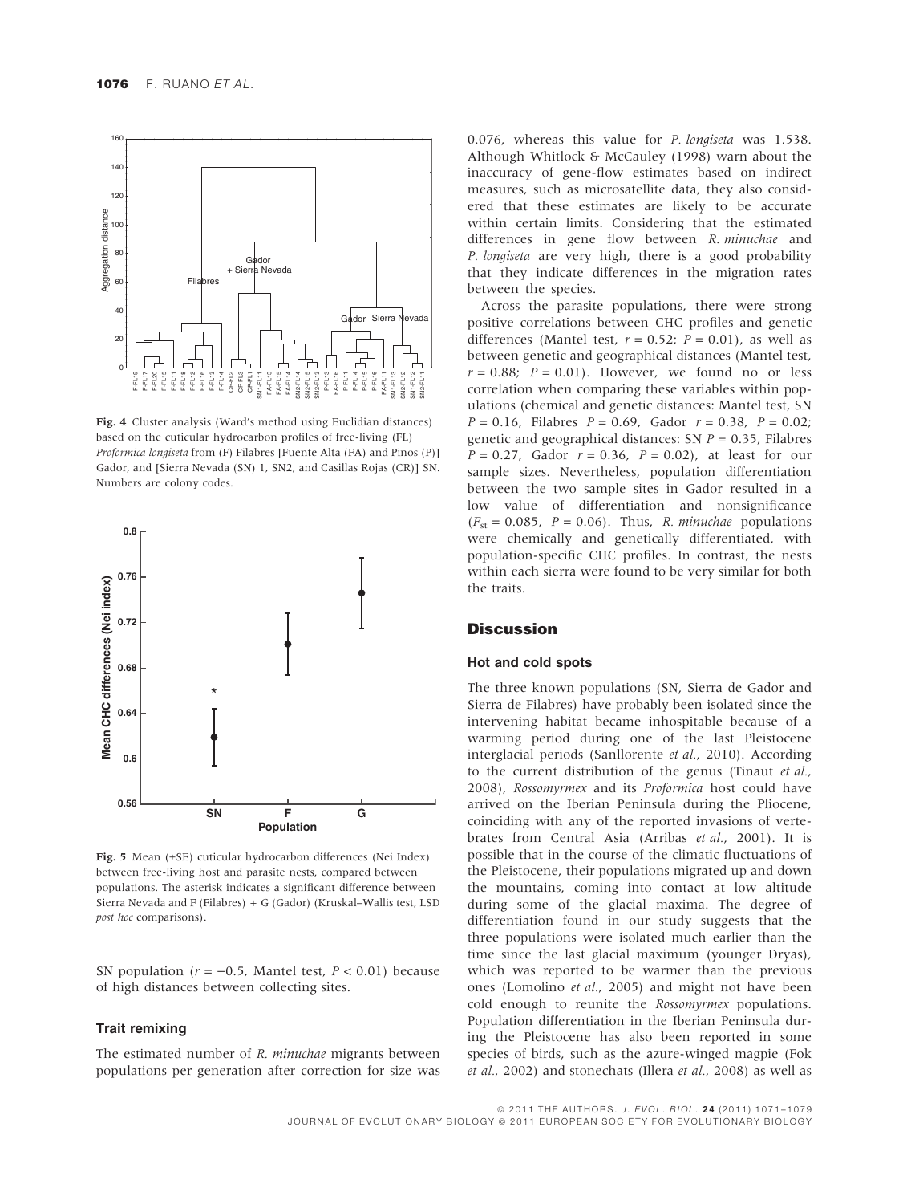Fig. 4 Cluster analysis (Ward's method using Euclidian distances) based on the cuticular hydrocarbon profiles of free-living (FL) *Proformica longiseta* from (F) Filabres [Fuente Alta (FA) and Pinos (P)] Gador, and [Sierra Nevada (SN) 1, SN2, and Casillas Rojas (CR)] SN. Numbers are colony codes.

Fig. 5 Mean (±SE) cuticular hydrocarbon differences (Nei Index) between free-living host and parasite nests, compared between populations. The asterisk indicates a significant difference between Sierra Nevada and F (Filabres) + G (Gador) (Kruskal–Wallis test, LSD *post hoc* comparisons).

SN population ($r = -0.5$, Mantel test, $P < 0.01$) because of high distances between collecting sites.

### Trait remixing

The estimated number of *R. minuchae* migrants between populations per generation after correction for size was 0.076, whereas this value for *P. longiseta* was 1.538. Although Whitlock & McCauley (1998) warn about the inaccuracy of gene-flow estimates based on indirect measures, such as microsatellite data, they also considered that these estimates are likely to be accurate within certain limits. Considering that the estimated differences in gene flow between *R. minuchae* and *P. longiseta* are very high, there is a good probability that they indicate differences in the migration rates between the species.

Across the parasite populations, there were strong positive correlations between CHC profiles and genetic differences (Mantel test, $r = 0.52$; $P = 0.01$), as well as between genetic and geographical distances (Mantel test, $r = 0.88$; $P = 0.01$). However, we found no or less correlation when comparing these variables within populations (chemical and genetic distances: Mantel test, SN $P = 0.16$, Filabres $P = 0.69$, Gador $r = 0.38$, $P = 0.02$; genetic and geographical distances: SN $P = 0.35$, Filabres $P = 0.27$, Gador $r = 0.36$, $P = 0.02$), at least for our sample sizes. Nevertheless, population differentiation between the two sample sites in Gador resulted in a low value of differentiation and nonsignificance ($F_{st} = 0.085$, $P = 0.06$). Thus, *R. minuchae* populations were chemically and genetically differentiated, with population-specific CHC profiles. In contrast, the nests within each sierra were found to be very similar for both the traits.

## Discussion

### Hot and cold spots

The three known populations (SN, Sierra de Gador and Sierra de Filabres) have probably been isolated since the intervening habitat became inhospitable because of a warming period during one of the last Pleistocene interglacial periods (Sanllorente *et al.*, 2010). According to the current distribution of the genus (Tinaut *et al.*, 2008), *Rossomyrmex* and its *Proformica* host could have arrived on the Iberian Peninsula during the Pliocene, coinciding with any of the reported invasions of vertebrates from Central Asia (Arribas *et al.*, 2001). It is possible that in the course of the climatic fluctuations of the Pleistocene, their populations migrated up and down the mountains, coming into contact at low altitude during some of the glacial maxima. The degree of differentiation found in our study suggests that the three populations were isolated much earlier than the time since the last glacial maximum (younger Dryas), which was reported to be warmer than the previous ones (Lomolino *et al.*, 2005) and might not have been cold enough to reunite the *Rossomyrmex* populations. Population differentiation in the Iberian Peninsula during the Pleistocene has also been reported in some species of birds, such as the azure-winged magpie (Fok *et al.*, 2002) and stonechats (Illera *et al.*, 2008) as well as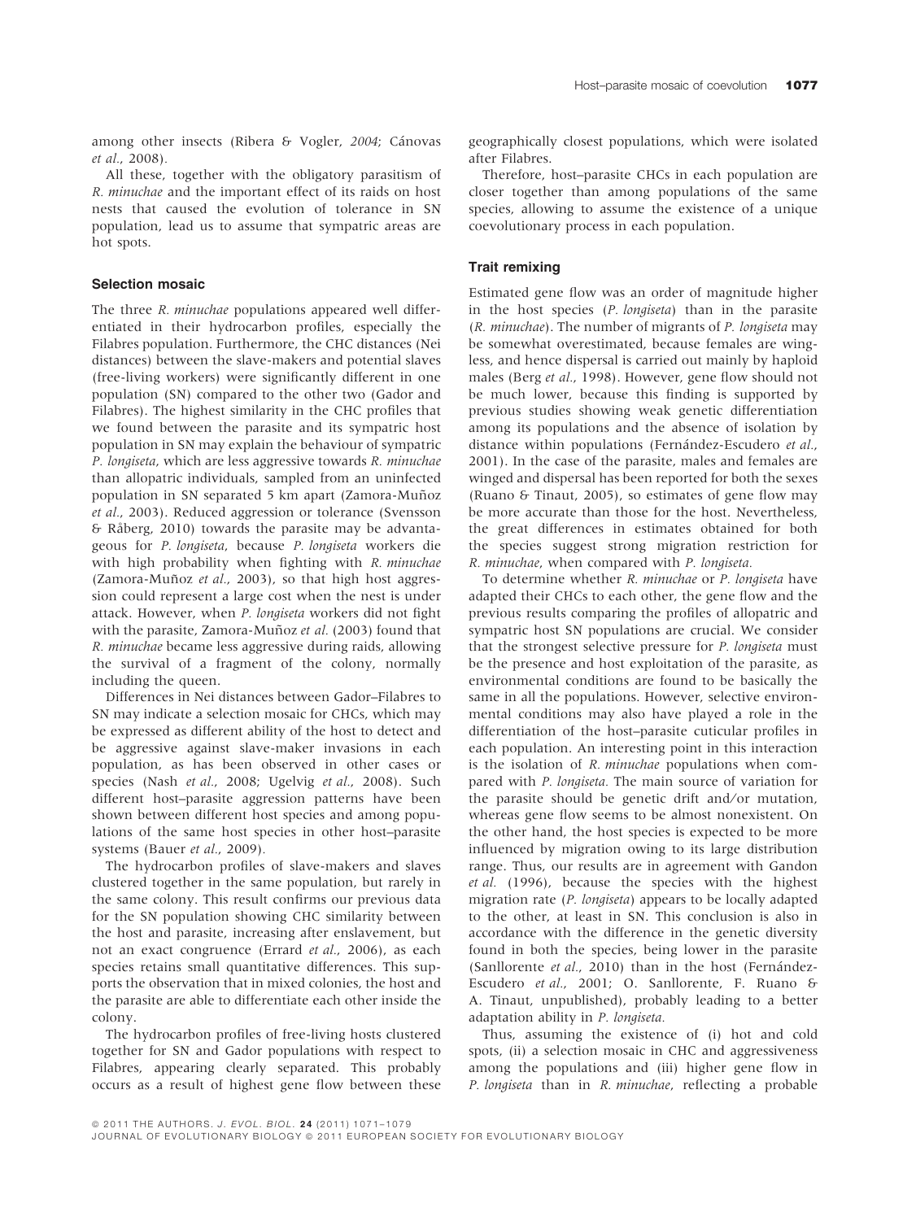among other insects (Ribera & Vogler, 2004; Cánovas *et al.*, 2008).

All these, together with the obligatory parasitism of *R. minuchae* and the important effect of its raids on host nests that caused the evolution of tolerance in SN population, lead us to assume that sympatric areas are hot spots.

### Selection mosaic

The three *R. minuchae* populations appeared well differentiated in their hydrocarbon profiles, especially the Filabres population. Furthermore, the CHC distances (Nei distances) between the slave-makers and potential slaves (free-living workers) were significantly different in one population (SN) compared to the other two (Gador and Filabres). The highest similarity in the CHC profiles that we found between the parasite and its sympatric host population in SN may explain the behaviour of sympatric *P. longiseta*, which are less aggressive towards *R. minuchae* than allopatric individuals, sampled from an uninfected population in SN separated 5 km apart (Zamora-Muñoz *et al.*, 2003). Reduced aggression or tolerance (Svensson & Råberg, 2010) towards the parasite may be advantageous for *P. longiseta*, because *P. longiseta* workers die with high probability when fighting with *R. minuchae* (Zamora-Muñoz *et al.*, 2003), so that high host aggression could represent a large cost when the nest is under attack. However, when *P. longiseta* workers did not fight with the parasite, Zamora-Muñoz *et al.* (2003) found that *R. minuchae* became less aggressive during raids, allowing the survival of a fragment of the colony, normally including the queen.

Differences in Nei distances between Gador–Filabres to SN may indicate a selection mosaic for CHCs, which may be expressed as different ability of the host to detect and be aggressive against slave-maker invasions in each population, as has been observed in other cases or species (Nash *et al.*, 2008; Ugelvig *et al.*, 2008). Such different host–parasite aggression patterns have been shown between different host species and among populations of the same host species in other host–parasite systems (Bauer *et al.*, 2009).

The hydrocarbon profiles of slave-makers and slaves clustered together in the same population, but rarely in the same colony. This result confirms our previous data for the SN population showing CHC similarity between the host and parasite, increasing after enslavement, but not an exact congruence (Errard *et al.*, 2006), as each species retains small quantitative differences. This supports the observation that in mixed colonies, the host and the parasite are able to differentiate each other inside the colony.

The hydrocarbon profiles of free-living hosts clustered together for SN and Gador populations with respect to Filabres, appearing clearly separated. This probably occurs as a result of highest gene flow between these geographically closest populations, which were isolated after Filabres.

Therefore, host–parasite CHCs in each population are closer together than among populations of the same species, allowing to assume the existence of a unique coevolutionary process in each population.

### Trait remixing

Estimated gene flow was an order of magnitude higher in the host species (*P. longiseta*) than in the parasite (*R. minuchae*). The number of migrants of *P. longiseta* may be somewhat overestimated, because females are wingless, and hence dispersal is carried out mainly by haploid males (Berg *et al.*, 1998). However, gene flow should not be much lower, because this finding is supported by previous studies showing weak genetic differentiation among its populations and the absence of isolation by distance within populations (Fernández-Escudero *et al.*, 2001). In the case of the parasite, males and females are winged and dispersal has been reported for both the sexes (Ruano & Tinaut, 2005), so estimates of gene flow may be more accurate than those for the host. Nevertheless, the great differences in estimates obtained for both the species suggest strong migration restriction for *R. minuchae*, when compared with *P. longiseta.*

To determine whether *R. minuchae* or *P. longiseta* have adapted their CHCs to each other, the gene flow and the previous results comparing the profiles of allopatric and sympatric host SN populations are crucial. We consider that the strongest selective pressure for *P. longiseta* must be the presence and host exploitation of the parasite, as environmental conditions are found to be basically the same in all the populations. However, selective environmental conditions may also have played a role in the differentiation of the host–parasite cuticular profiles in each population. An interesting point in this interaction is the isolation of *R. minuchae* populations when compared with *P. longiseta.* The main source of variation for the parasite should be genetic drift and/or mutation, whereas gene flow seems to be almost nonexistent. On the other hand, the host species is expected to be more influenced by migration owing to its large distribution range. Thus, our results are in agreement with Gandon *et al.* (1996), because the species with the highest migration rate (*P. longiseta*) appears to be locally adapted to the other, at least in SN. This conclusion is also in accordance with the difference in the genetic diversity found in both the species, being lower in the parasite (Sanllorente *et al.*, 2010) than in the host (Fernández-Escudero *et al.*, 2001; O. Sanllorente, F. Ruano & A. Tinaut, unpublished), probably leading to a better adaptation ability in *P. longiseta.*

Thus, assuming the existence of (i) hot and cold spots, (ii) a selection mosaic in CHC and aggressiveness among the populations and (iii) higher gene flow in *P. longiseta* than in *R. minuchae*, reflecting a probable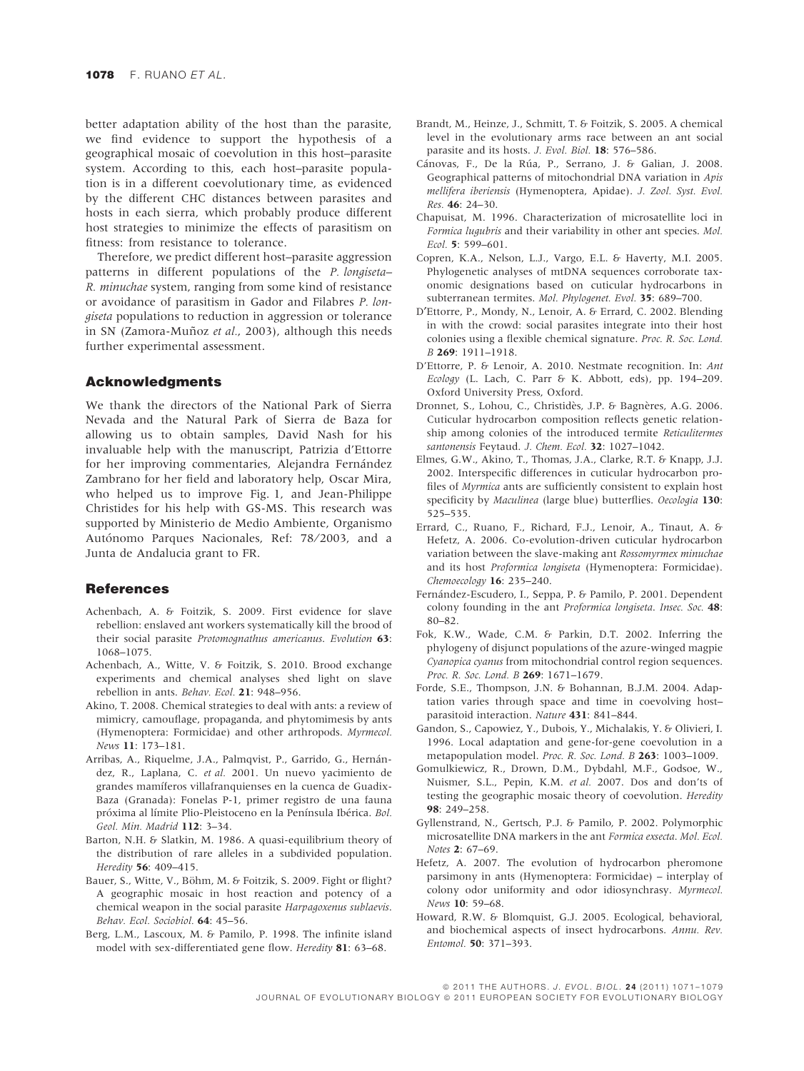better adaptation ability of the host than the parasite, we find evidence to support the hypothesis of a geographical mosaic of coevolution in this host–parasite system. According to this, each host–parasite population is in a different coevolutionary time, as evidenced by the different CHC distances between parasites and hosts in each sierra, which probably produce different host strategies to minimize the effects of parasitism on fitness: from resistance to tolerance.

Therefore, we predict different host–parasite aggression patterns in different populations of the *P. longiseta*–*R. minuchae* system, ranging from some kind of resistance or avoidance of parasitism in Gador and Filabres *P. longiseta* populations to reduction in aggression or tolerance in SN (Zamora-Muñoz *et al.*, 2003), although this needs further experimental assessment.

## Acknowledgments

We thank the directors of the National Park of Sierra Nevada and the Natural Park of Sierra de Baza for allowing us to obtain samples, David Nash for his invaluable help with the manuscript, Patrizia d'Ettorre for her improving commentaries, Alejandra Fernández Zambrano for her field and laboratory help, Oscar Mira, who helped us to improve Fig. 1, and Jean-Philippe Christides for his help with GS-MS. This research was supported by Ministerio de Medio Ambiente, Organismo Autónomo Parques Nacionales, Ref: 78/2003, and a Junta de Andalucia grant to FR.

## References

Achenbach, A. & Foitzik, S. 2009. First evidence for slave rebellion: enslaved ant workers systematically kill the brood of their social parasite *Protomognathus americanus*. *Evolution* **63**: 1068–1075.

Achenbach, A., Witte, V. & Foitzik, S. 2010. Brood exchange experiments and chemical analyses shed light on slave rebellion in ants. *Behav. Ecol.* **21**: 948–956.

Akino, T. 2008. Chemical strategies to deal with ants: a review of mimicry, camouflage, propaganda, and phytomimesis by ants (Hymenoptera: Formicidae) and other arthropods. *Myrmecol. News* **11**: 173–181.

Arribas, A., Riquelme, J.A., Palmqvist, P., Garrido, G., Hernández, R., Laplana, C. *et al.* 2001. Un nuevo yacimiento de grandes mamíferos villafranquienses en la cuenca de Guadix-Baza (Granada): Fonelas P-1, primer registro de una fauna próxima al límite Plio-Pleistoceno en la Península Ibérica. *Bol. Geol. Min. Madrid* **112**: 3–34.

Barton, N.H. & Slatkin, M. 1986. A quasi-equilibrium theory of the distribution of rare alleles in a subdivided population. *Heredity* **56**: 409–415.

Bauer, S., Witte, V., Böhm, M. & Foitzik, S. 2009. Fight or flight? A geographic mosaic in host reaction and potency of a chemical weapon in the social parasite *Harpagoxenus sublaevis*. *Behav. Ecol. Sociobiol.* **64**: 45–56.

Berg, L.M., Lascoux, M. & Pamilo, P. 1998. The infinite island model with sex-differentiated gene flow. *Heredity* **81**: 63–68.

Brandt, M., Heinze, J., Schmitt, T. & Foitzik, S. 2005. A chemical level in the evolutionary arms race between an ant social parasite and its hosts. *J. Evol. Biol.* **18**: 576–586.

Cánovas, F., De la Rúa, P., Serrano, J. & Galian, J. 2008. Geographical patterns of mitochondrial DNA variation in *Apis mellifera iberiensis* (Hymenoptera, Apidae). *J. Zool. Syst. Evol. Res.* **46**: 24–30.

Chapuisat, M. 1996. Characterization of microsatellite loci in *Formica lugubris* and their variability in other ant species. *Mol. Ecol.* **5**: 599–601.

Copren, K.A., Nelson, L.J., Vargo, E.L. & Haverty, M.I. 2005. Phylogenetic analyses of mtDNA sequences corroborate taxonomic designations based on cuticular hydrocarbons in subterranean termites. *Mol. Phylogenet. Evol.* **35**: 689–700.

D'Ettorre, P., Mondy, N., Lenoir, A. & Errard, C. 2002. Blending in with the crowd: social parasites integrate into their host colonies using a flexible chemical signature. *Proc. R. Soc. Lond. B* **269**: 1911–1918.

D'Ettorre, P. & Lenoir, A. 2010. Nestmate recognition. In: *Ant Ecology* (L. Lach, C. Parr & K. Abbott, eds), pp. 194–209. Oxford University Press, Oxford.

Dronnet, S., Lohou, C., Christidès, J.P. & Bagnères, A.G. 2006. Cuticular hydrocarbon composition reflects genetic relationship among colonies of the introduced termite *Reticulitermes santonensis* Feytaud. *J. Chem. Ecol.* **32**: 1027–1042.

Elmes, G.W., Akino, T., Thomas, J.A., Clarke, R.T. & Knapp, J.J. 2002. Interspecific differences in cuticular hydrocarbon profiles of *Myrmica* ants are sufficiently consistent to explain host specificity by *Maculinea* (large blue) butterflies. *Oecologia* **130**: 525–535.

Errard, C., Ruano, F., Richard, F.J., Lenoir, A., Tinaut, A. & Hefetz, A. 2006. Co-evolution-driven cuticular hydrocarbon variation between the slave-making ant *Rossomyrmex minuchae* and its host *Proformica longiseta* (Hymenoptera: Formicidae). *Chemoecology* **16**: 235–240.

Fernández-Escudero, I., Seppa, P. & Pamilo, P. 2001. Dependent colony founding in the ant *Proformica longiseta*. *Insec. Soc.* **48**: 80–82.

Fok, K.W., Wade, C.M. & Parkin, D.T. 2002. Inferring the phylogeny of disjunct populations of the azure-winged magpie *Cyanopica cyanus* from mitochondrial control region sequences. *Proc. R. Soc. Lond. B* **269**: 1671–1679.

Forde, S.E., Thompson, J.N. & Bohannan, B.J.M. 2004. Adaptation varies through space and time in coevolving host–parasitoid interaction. *Nature* **431**: 841–844.

Gandon, S., Capowiez, Y., Dubois, Y., Michalakis, Y. & Olivieri, I. 1996. Local adaptation and gene-for-gene coevolution in a metapopulation model. *Proc. R. Soc. Lond. B* **263**: 1003–1009.

Gomulkiewicz, R., Drown, D.M., Dybdahl, M.F., Godsoe, W., Nuismer, S.L., Pepin, K.M. *et al.* 2007. Dos and don'ts of testing the geographic mosaic theory of coevolution. *Heredity* **98**: 249–258.

Gyllenstrand, N., Gertsch, P.J. & Pamilo, P. 2002. Polymorphic microsatellite DNA markers in the ant *Formica exsecta*. *Mol. Ecol. Notes* **2**: 67–69.

Hefetz, A. 2007. The evolution of hydrocarbon pheromone parsimony in ants (Hymenoptera: Formicidae) – interplay of colony odor uniformity and odor idiosynchrasy. *Myrmecol. News* **10**: 59–68.

Howard, R.W. & Blomquist, G.J. 2005. Ecological, behavioral, and biochemical aspects of insect hydrocarbons. *Annu. Rev. Entomol.* **50**: 371–393.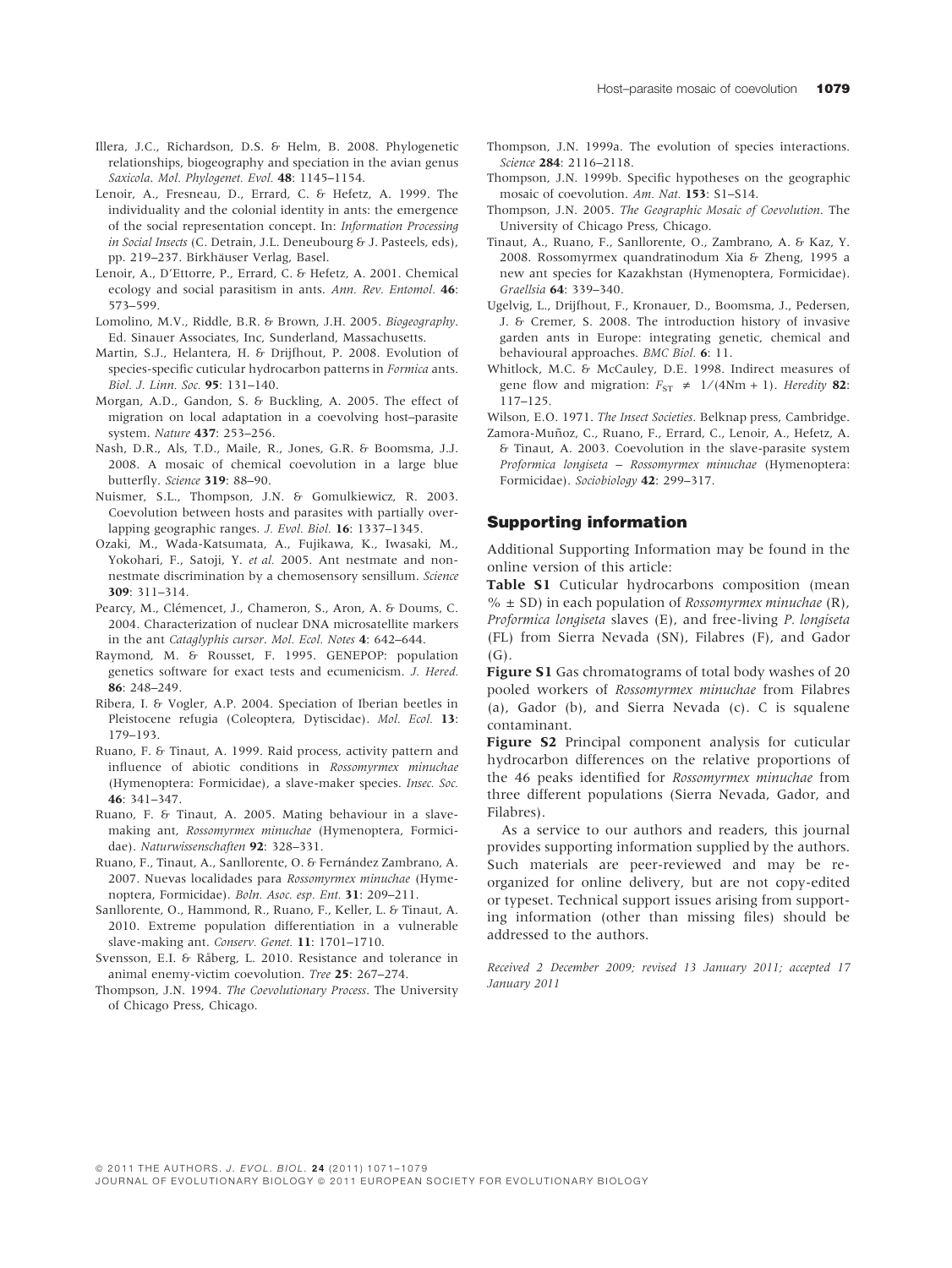Illera, J.C., Richardson, D.S. & Helm, B. 2008. Phylogenetic relationships, biogeography and speciation in the avian genus *Saxicola*. *Mol. Phylogenet. Evol.* **48**: 1145–1154.

Lenoir, A., Fresneau, D., Errard, C. & Hefetz, A. 1999. The individuality and the colonial identity in ants: the emergence of the social representation concept. In: *Information Processing in Social Insects* (C. Detrain, J.L. Deneubourg & J. Pasteels, eds), pp. 219–237. Birkhäuser Verlag, Basel.

Lenoir, A., D'Ettorre, P., Errard, C. & Hefetz, A. 2001. Chemical ecology and social parasitism in ants. *Ann. Rev. Entomol.* **46**: 573–599.

Lomolino, M.V., Riddle, B.R. & Brown, J.H. 2005. *Biogeography*. Ed. Sinauer Associates, Inc, Sunderland, Massachusetts.

Martin, S.J., Helantera, H. & Drijfhout, P. 2008. Evolution of species-specific cuticular hydrocarbon patterns in *Formica* ants. *Biol. J. Linn. Soc.* **95**: 131–140.

Morgan, A.D., Gandon, S. & Buckling, A. 2005. The effect of migration on local adaptation in a coevolving host–parasite system. *Nature* **437**: 253–256.

Nash, D.R., Als, T.D., Maile, R., Jones, G.R. & Boomsma, J.J. 2008. A mosaic of chemical coevolution in a large blue butterfly. *Science* **319**: 88–90.

Nuismer, S.L., Thompson, J.N. & Gomulkiewicz, R. 2003. Coevolution between hosts and parasites with partially overlapping geographic ranges. *J. Evol. Biol.* **16**: 1337–1345.

Ozaki, M., Wada-Katsumata, A., Fujikawa, K., Iwasaki, M., Yokohari, F., Satoji, Y. *et al.* 2005. Ant nestmate and non-nestmate discrimination by a chemosensory sensillum. *Science* **309**: 311–314.

Pearcy, M., Clémencet, J., Chameron, S., Aron, A. & Doums, C. 2004. Characterization of nuclear DNA microsatellite markers in the ant *Cataglyphis cursor*. *Mol. Ecol. Notes* **4**: 642–644.

Raymond, M. & Rousset, F. 1995. GENEPOP: population genetics software for exact tests and ecumenicism. *J. Hered.* **86**: 248–249.

Ribera, I. & Vogler, A.P. 2004. Speciation of Iberian beetles in Pleistocene refugia (Coleoptera, Dytiscidae). *Mol. Ecol.* **13**: 179–193.

Ruano, F. & Tinaut, A. 1999. Raid process, activity pattern and influence of abiotic conditions in *Rossomyrmex minuchae* (Hymenoptera: Formicidae), a slave-maker species. *Insec. Soc.* **46**: 341–347.

Ruano, F. & Tinaut, A. 2005. Mating behaviour in a slave-making ant, *Rossomyrmex minuchae* (Hymenoptera, Formicidae). *Naturwissenschaften* **92**: 328–331.

Ruano, F., Tinaut, A., Sanllorente, O. & Fernández Zambrano, A. 2007. Nuevas localidades para *Rossomyrmex minuchae* (Hymenoptera, Formicidae). *Boln. Asoc. esp. Ent.* **31**: 209–211.

Sanllorente, O., Hammond, R., Ruano, F., Keller, L. & Tinaut, A. 2010. Extreme population differentiation in a vulnerable slave-making ant. *Conserv. Genet.* **11**: 1701–1710.

Svensson, E.I. & Råberg, L. 2010. Resistance and tolerance in animal enemy-victim coevolution. *Tree* **25**: 267–274.

Thompson, J.N. 1994. *The Coevolutionary Process*. The University of Chicago Press, Chicago.

Thompson, J.N. 1999a. The evolution of species interactions. *Science* **284**: 2116–2118.

Thompson, J.N. 1999b. Specific hypotheses on the geographic mosaic of coevolution. *Am. Nat.* **153**: S1–S14.

Thompson, J.N. 2005. *The Geographic Mosaic of Coevolution*. The University of Chicago Press, Chicago.

Tinaut, A., Ruano, F., Sanllorente, O., Zambrano, A. & Kaz, Y. 2008. Rossomyrmex quandratinodum Xia & Zheng, 1995 a new ant species for Kazakhstan (Hymenoptera, Formicidae). *Graellsia* **64**: 339–340.

Ugelvig, L., Drijfhout, F., Kronauer, D., Boomsma, J., Pedersen, J. & Cremer, S. 2008. The introduction history of invasive garden ants in Europe: integrating genetic, chemical and behavioural approaches. *BMC Biol.* **6**: 11.

Whitlock, M.C. & McCauley, D.E. 1998. Indirect measures of gene flow and migration: $F_{ST} \neq 1/(4Nm + 1)$. *Heredity* **82**: 117–125.

Wilson, E.O. 1971. *The Insect Societies*. Belknap press, Cambridge.

Zamora-Muñoz, C., Ruano, F., Errard, C., Lenoir, A., Hefetz, A. & Tinaut, A. 2003. Coevolution in the slave-parasite system *Proformica longiseta* – *Rossomyrmex minuchae* (Hymenoptera: Formicidae). *Sociobiology* **42**: 299–317.

## Supporting information

Additional Supporting Information may be found in the online version of this article:

**Table S1** Cuticular hydrocarbons composition (mean % ± SD) in each population of *Rossomyrmex minuchae* (R), *Proformica longiseta* slaves (E), and free-living *P. longiseta* (FL) from Sierra Nevada (SN), Filabres (F), and Gador (G).

**Figure S1** Gas chromatograms of total body washes of 20 pooled workers of *Rossomyrmex minuchae* from Filabres (a), Gador (b), and Sierra Nevada (c). C is squalene contaminant.

**Figure S2** Principal component analysis for cuticular hydrocarbon differences on the relative proportions of the 46 peaks identified for *Rossomyrmex minuchae* from three different populations (Sierra Nevada, Gador, and Filabres).

As a service to our authors and readers, this journal provides supporting information supplied by the authors. Such materials are peer-reviewed and may be re-organized for online delivery, but are not copy-edited or typeset. Technical support issues arising from supporting information (other than missing files) should be addressed to the authors.

*Received 2 December 2009; revised 13 January 2011; accepted 17 January 2011*